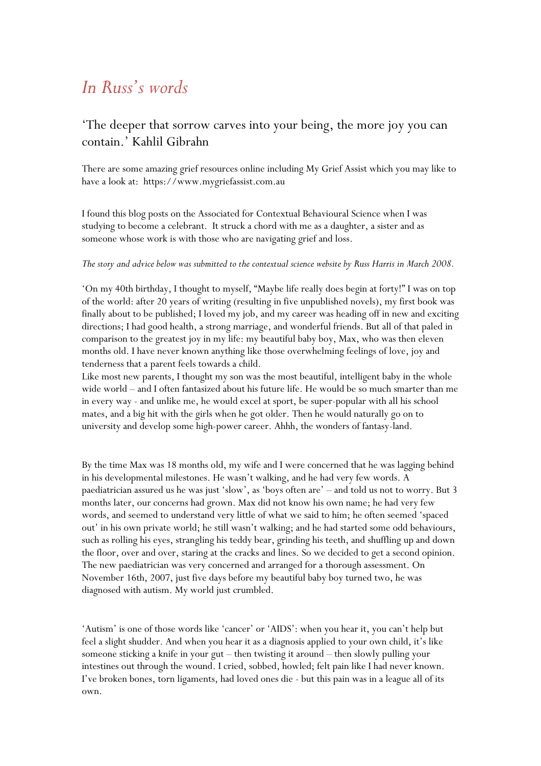# *In Russ's words*

## 'The deeper that sorrow carves into your being, the more joy you can contain.' Kahlil Gibrahn

There are some amazing grief resources online including My Grief Assist which you may like to have a look at: https://www.mygriefassist.com.au

I found this blog posts on the Associated for Contextual Behavioural Science when I was studying to become a celebrant. It struck a chord with me as a daughter, a sister and as someone whose work is with those who are navigating grief and loss.

*The story and advice below was submitted to the contextual science website by Russ Harris in March 2008.*

'On my 40th birthday, I thought to myself, "Maybe life really does begin at forty!" I was on top of the world: after 20 years of writing (resulting in five unpublished novels), my first book was finally about to be published; I loved my job, and my career was heading off in new and exciting directions; I had good health, a strong marriage, and wonderful friends. But all of that paled in comparison to the greatest joy in my life: my beautiful baby boy, Max, who was then eleven months old. I have never known anything like those overwhelming feelings of love, joy and tenderness that a parent feels towards a child.
Like most new parents, I thought my son was the most beautiful, intelligent baby in the whole wide world – and I often fantasized about his future life. He would be so much smarter than me in every way - and unlike me, he would excel at sport, be super-popular with all his school mates, and a big hit with the girls when he got older. Then he would naturally go on to university and develop some high-power career. Ahhh, the wonders of fantasy-land.

By the time Max was 18 months old, my wife and I were concerned that he was lagging behind in his developmental milestones. He wasn't walking, and he had very few words. A paediatrician assured us he was just 'slow', as 'boys often are' – and told us not to worry. But 3 months later, our concerns had grown. Max did not know his own name; he had very few words, and seemed to understand very little of what we said to him; he often seemed 'spaced out' in his own private world; he still wasn't walking; and he had started some odd behaviours, such as rolling his eyes, strangling his teddy bear, grinding his teeth, and shuffling up and down the floor, over and over, staring at the cracks and lines. So we decided to get a second opinion. The new paediatrician was very concerned and arranged for a thorough assessment. On November 16th, 2007, just five days before my beautiful baby boy turned two, he was diagnosed with autism. My world just crumbled.

'Autism' is one of those words like 'cancer' or 'AIDS': when you hear it, you can't help but feel a slight shudder. And when you hear it as a diagnosis applied to your own child, it's like someone sticking a knife in your gut – then twisting it around – then slowly pulling your intestines out through the wound. I cried, sobbed, howled; felt pain like I had never known. I've broken bones, torn ligaments, had loved ones die - but this pain was in a league all of its own.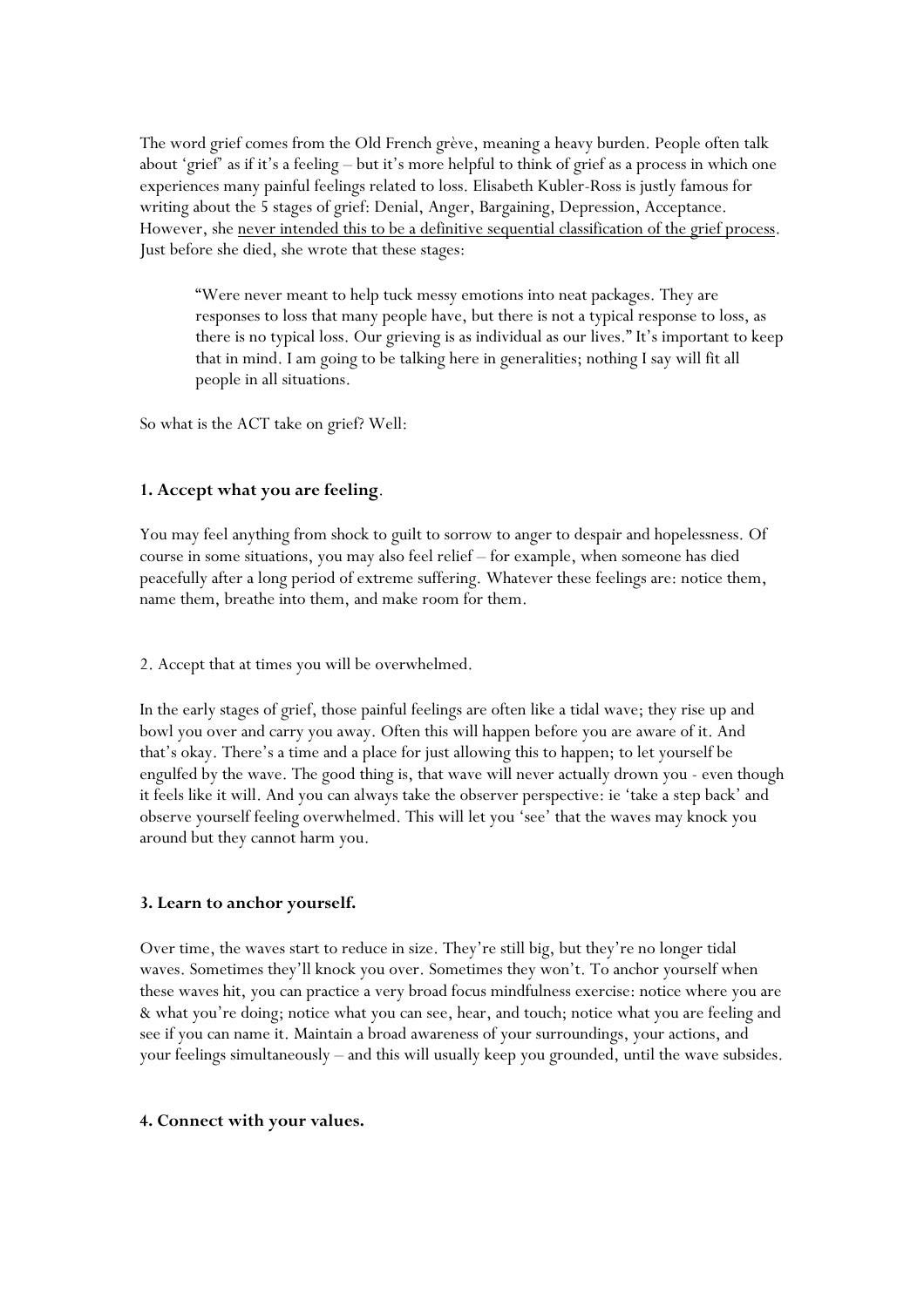The word grief comes from the Old French grève, meaning a heavy burden. People often talk about 'grief' as if it's a feeling – but it's more helpful to think of grief as a process in which one experiences many painful feelings related to loss. Elisabeth Kubler-Ross is justly famous for writing about the 5 stages of grief: Denial, Anger, Bargaining, Depression, Acceptance. However, she never intended this to be a definitive sequential classification of the grief process. Just before she died, she wrote that these stages:

> "Were never meant to help tuck messy emotions into neat packages. They are responses to loss that many people have, but there is not a typical response to loss, as there is no typical loss. Our grieving is as individual as our lives." It's important to keep that in mind. I am going to be talking here in generalities; nothing I say will fit all people in all situations.

So what is the ACT take on grief? Well:

**1. Accept what you are feeling**.

You may feel anything from shock to guilt to sorrow to anger to despair and hopelessness. Of course in some situations, you may also feel relief – for example, when someone has died peacefully after a long period of extreme suffering. Whatever these feelings are: notice them, name them, breathe into them, and make room for them.

2. Accept that at times you will be overwhelmed.

In the early stages of grief, those painful feelings are often like a tidal wave; they rise up and bowl you over and carry you away. Often this will happen before you are aware of it. And that's okay. There's a time and a place for just allowing this to happen; to let yourself be engulfed by the wave. The good thing is, that wave will never actually drown you - even though it feels like it will. And you can always take the observer perspective: ie 'take a step back' and observe yourself feeling overwhelmed. This will let you 'see' that the waves may knock you around but they cannot harm you.

**3. Learn to anchor yourself.**

Over time, the waves start to reduce in size. They're still big, but they're no longer tidal waves. Sometimes they'll knock you over. Sometimes they won't. To anchor yourself when these waves hit, you can practice a very broad focus mindfulness exercise: notice where you are & what you're doing; notice what you can see, hear, and touch; notice what you are feeling and see if you can name it. Maintain a broad awareness of your surroundings, your actions, and your feelings simultaneously – and this will usually keep you grounded, until the wave subsides.

**4. Connect with your values.**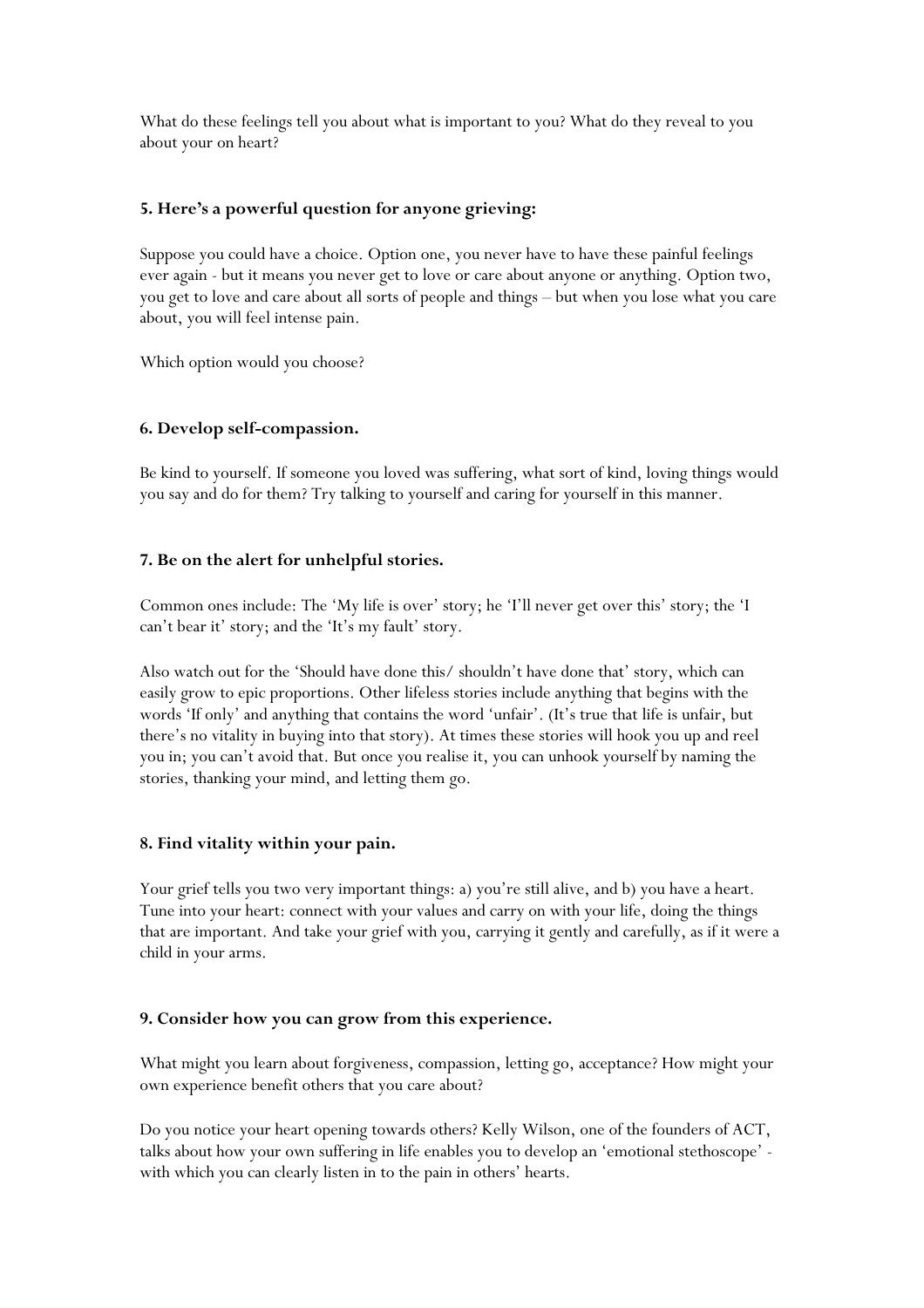What do these feelings tell you about what is important to you? What do they reveal to you about your on heart?

### 5. Here's a powerful question for anyone grieving:

Suppose you could have a choice. Option one, you never have to have these painful feelings ever again - but it means you never get to love or care about anyone or anything. Option two, you get to love and care about all sorts of people and things – but when you lose what you care about, you will feel intense pain.

Which option would you choose?

### 6. Develop self-compassion.

Be kind to yourself. If someone you loved was suffering, what sort of kind, loving things would you say and do for them? Try talking to yourself and caring for yourself in this manner.

### 7. Be on the alert for unhelpful stories.

Common ones include: The 'My life is over' story; he 'I'll never get over this' story; the 'I can't bear it' story; and the 'It's my fault' story.

Also watch out for the 'Should have done this/ shouldn't have done that' story, which can easily grow to epic proportions. Other lifeless stories include anything that begins with the words 'If only' and anything that contains the word 'unfair'. (It's true that life is unfair, but there's no vitality in buying into that story). At times these stories will hook you up and reel you in; you can't avoid that. But once you realise it, you can unhook yourself by naming the stories, thanking your mind, and letting them go.

### 8. Find vitality within your pain.

Your grief tells you two very important things: a) you're still alive, and b) you have a heart. Tune into your heart: connect with your values and carry on with your life, doing the things that are important. And take your grief with you, carrying it gently and carefully, as if it were a child in your arms.

### 9. Consider how you can grow from this experience.

What might you learn about forgiveness, compassion, letting go, acceptance? How might your own experience benefit others that you care about?

Do you notice your heart opening towards others? Kelly Wilson, one of the founders of ACT, talks about how your own suffering in life enables you to develop an 'emotional stethoscope' - with which you can clearly listen in to the pain in others' hearts.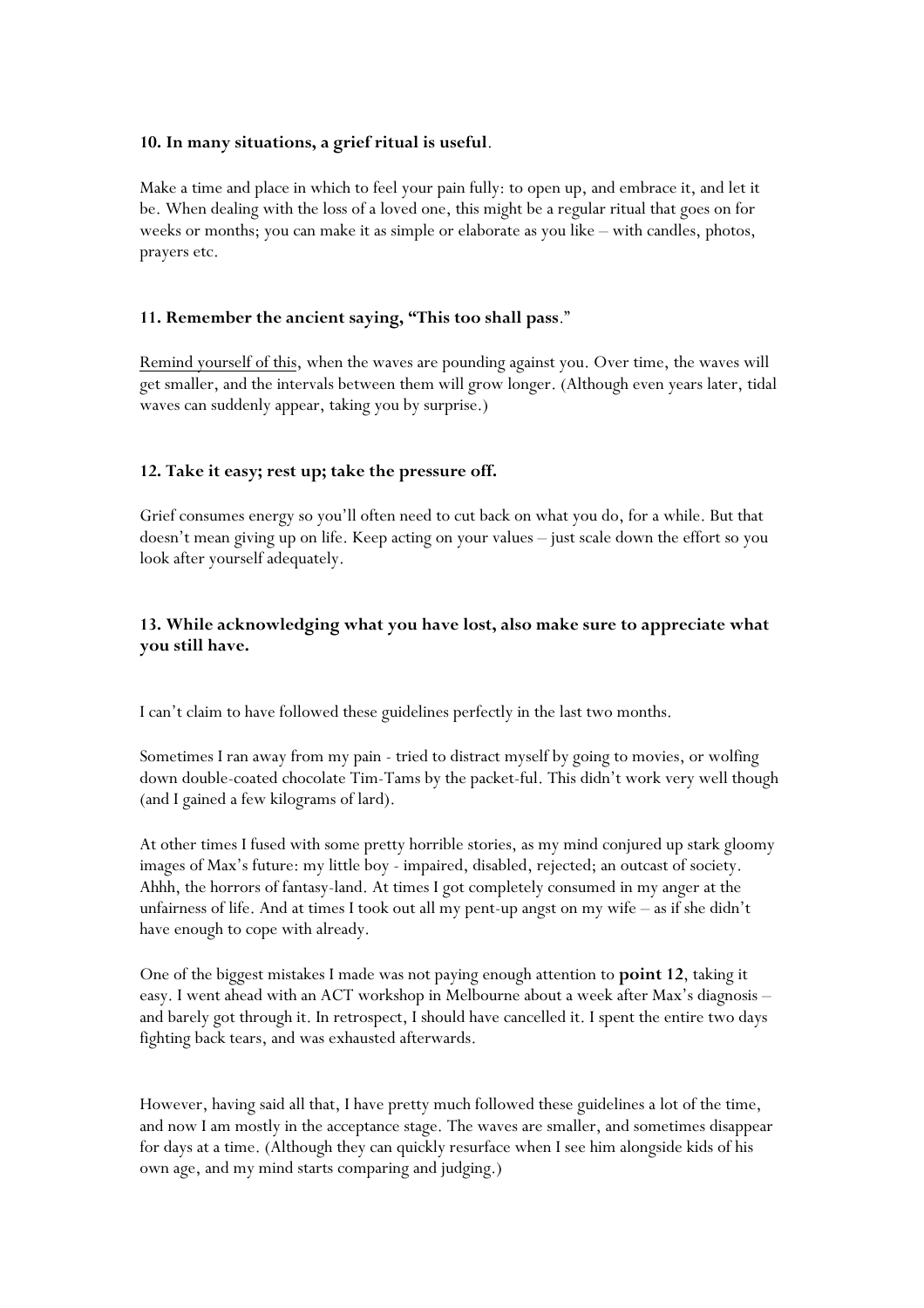**10. In many situations, a grief ritual is useful**.

Make a time and place in which to feel your pain fully: to open up, and embrace it, and let it be. When dealing with the loss of a loved one, this might be a regular ritual that goes on for weeks or months; you can make it as simple or elaborate as you like – with candles, photos, prayers etc.

**11. Remember the ancient saying, "This too shall pass**."

Remind yourself of this, when the waves are pounding against you. Over time, the waves will get smaller, and the intervals between them will grow longer. (Although even years later, tidal waves can suddenly appear, taking you by surprise.)

**12. Take it easy; rest up; take the pressure off.**

Grief consumes energy so you'll often need to cut back on what you do, for a while. But that doesn't mean giving up on life. Keep acting on your values – just scale down the effort so you look after yourself adequately.

**13. While acknowledging what you have lost, also make sure to appreciate what you still have.**

I can't claim to have followed these guidelines perfectly in the last two months.

Sometimes I ran away from my pain - tried to distract myself by going to movies, or wolfing down double-coated chocolate Tim-Tams by the packet-ful. This didn't work very well though (and I gained a few kilograms of lard).

At other times I fused with some pretty horrible stories, as my mind conjured up stark gloomy images of Max's future: my little boy - impaired, disabled, rejected; an outcast of society. Ahhh, the horrors of fantasy-land. At times I got completely consumed in my anger at the unfairness of life. And at times I took out all my pent-up angst on my wife – as if she didn't have enough to cope with already.

One of the biggest mistakes I made was not paying enough attention to **point 12**, taking it easy. I went ahead with an ACT workshop in Melbourne about a week after Max's diagnosis – and barely got through it. In retrospect, I should have cancelled it. I spent the entire two days fighting back tears, and was exhausted afterwards.

However, having said all that, I have pretty much followed these guidelines a lot of the time, and now I am mostly in the acceptance stage. The waves are smaller, and sometimes disappear for days at a time. (Although they can quickly resurface when I see him alongside kids of his own age, and my mind starts comparing and judging.)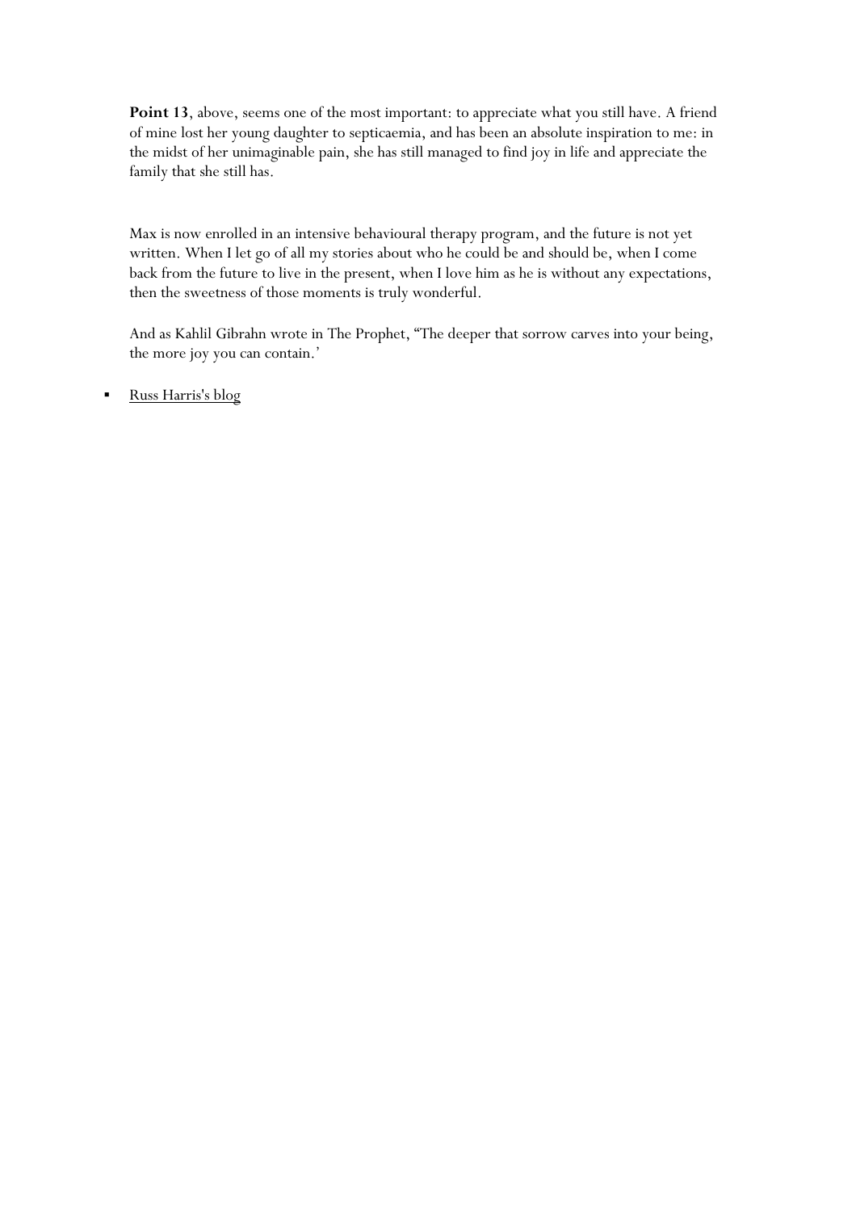**Point 13**, above, seems one of the most important: to appreciate what you still have. A friend of mine lost her young daughter to septicaemia, and has been an absolute inspiration to me: in the midst of her unimaginable pain, she has still managed to find joy in life and appreciate the family that she still has.

Max is now enrolled in an intensive behavioural therapy program, and the future is not yet written. When I let go of all my stories about who he could be and should be, when I come back from the future to live in the present, when I love him as he is without any expectations, then the sweetness of those moments is truly wonderful.

And as Kahlil Gibrahn wrote in The Prophet, "The deeper that sorrow carves into your being, the more joy you can contain.'

- Russ Harris's blog